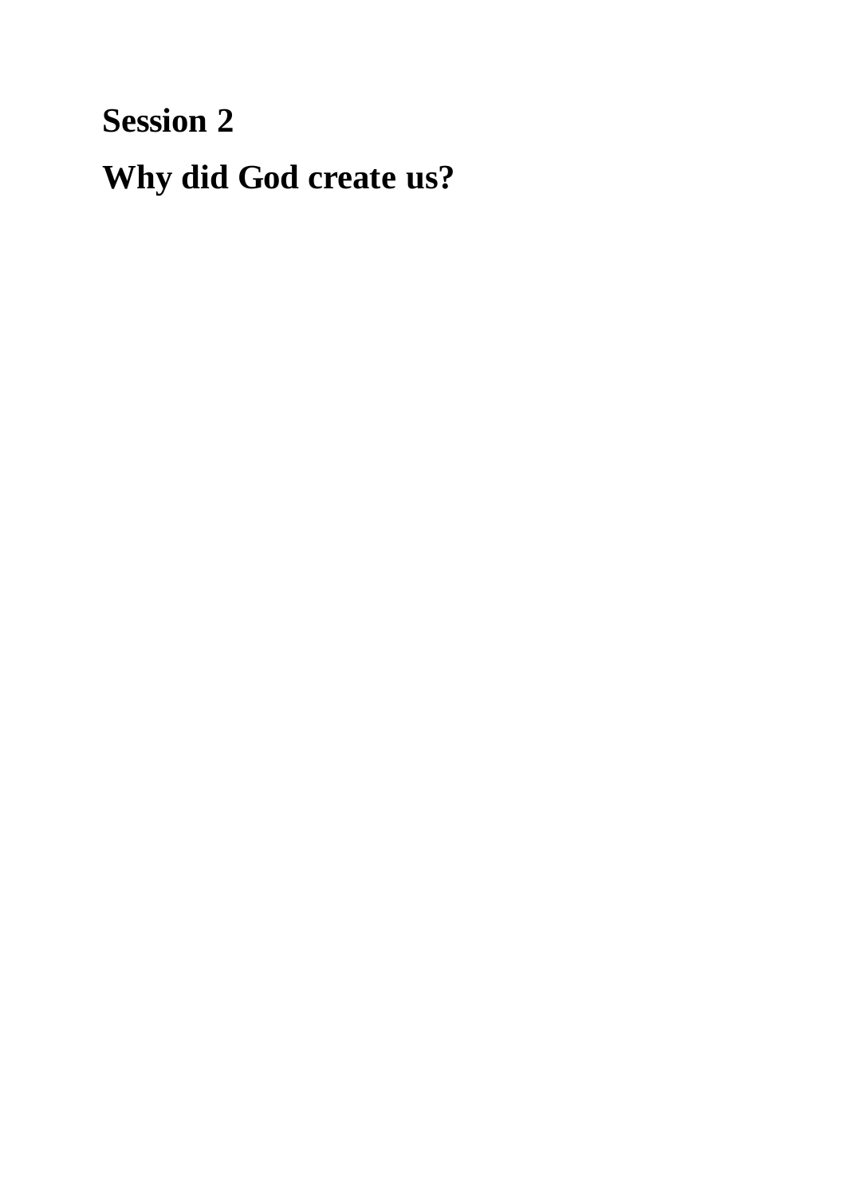# Session 2

# Why did God create us?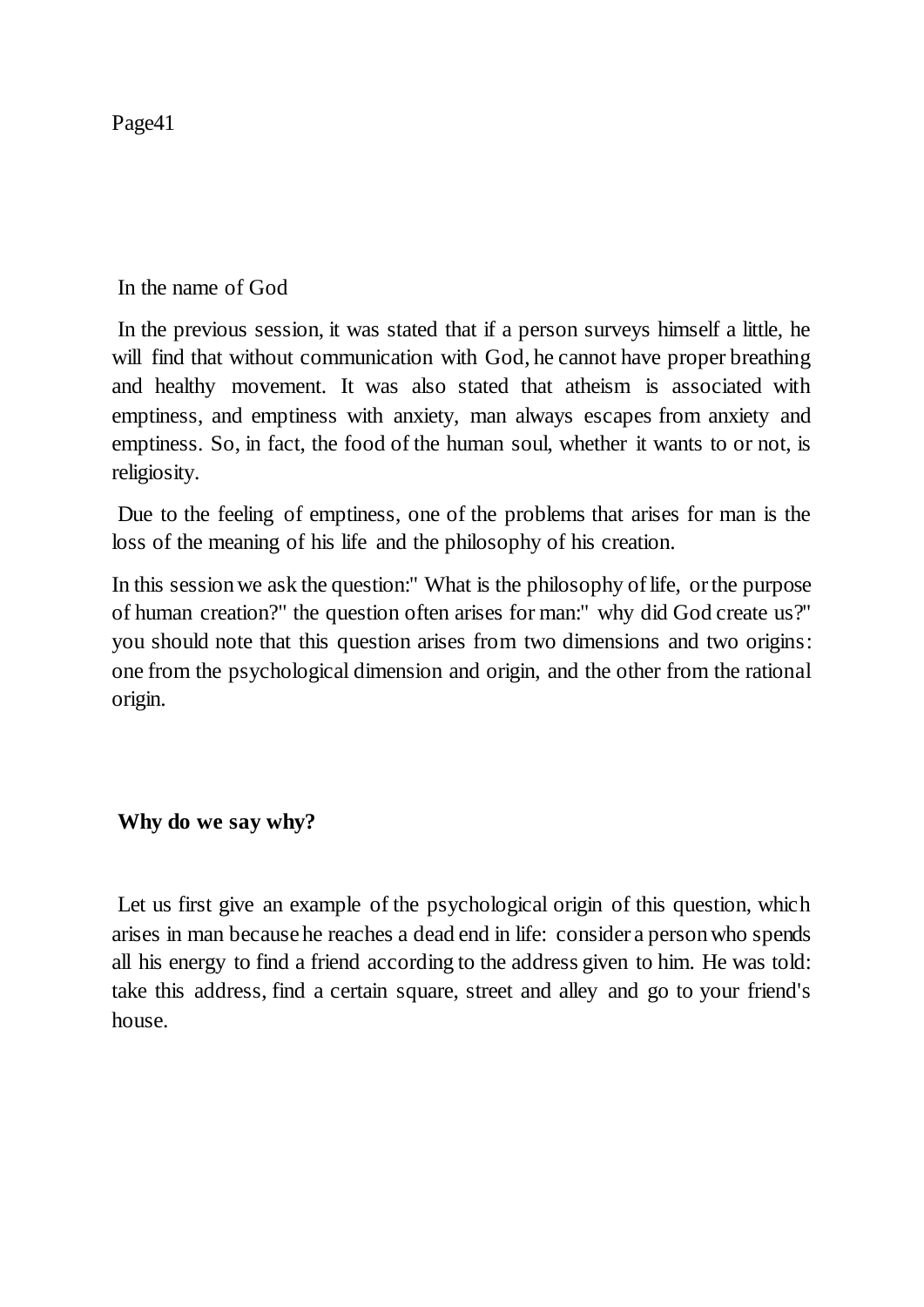In the name of God

In the previous session, it was stated that if a person surveys himself a little, he will find that without communication with God, he cannot have proper breathing and healthy movement. It was also stated that atheism is associated with emptiness, and emptiness with anxiety, man always escapes from anxiety and emptiness. So, in fact, the food of the human soul, whether it wants to or not, is religiosity.

Due to the feeling of emptiness, one of the problems that arises for man is the loss of the meaning of his life and the philosophy of his creation.

In this session we ask the question:" What is the philosophy of life, or the purpose of human creation?" the question often arises for man:" why did God create us?" you should note that this question arises from two dimensions and two origins: one from the psychological dimension and origin, and the other from the rational origin.

## Why do we say why?

Let us first give an example of the psychological origin of this question, which arises in man because he reaches a dead end in life: consider a person who spends all his energy to find a friend according to the address given to him. He was told: take this address, find a certain square, street and alley and go to your friend's house.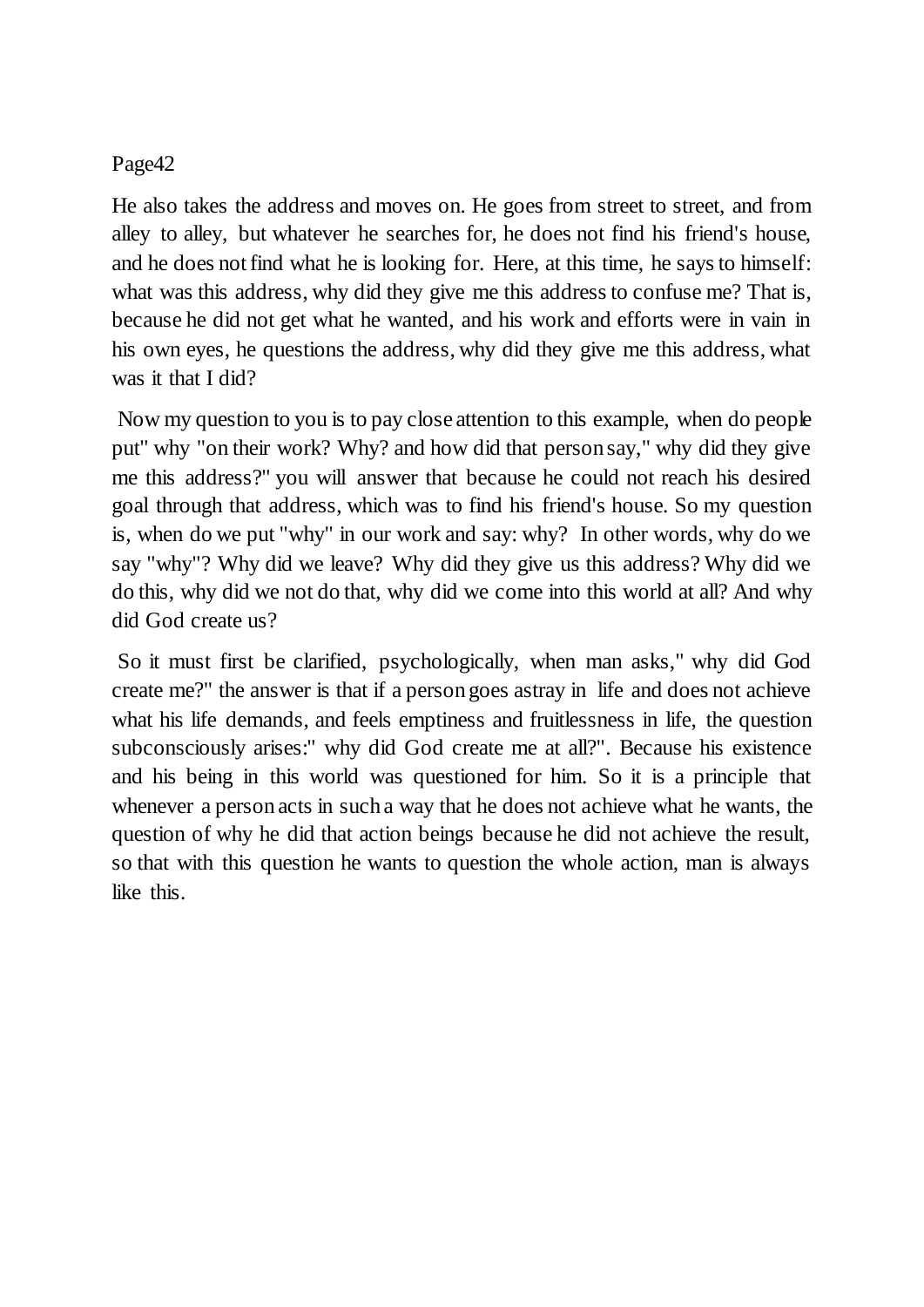He also takes the address and moves on. He goes from street to street, and from alley to alley, but whatever he searches for, he does not find his friend's house, and he does not find what he is looking for. Here, at this time, he says to himself: what was this address, why did they give me this address to confuse me? That is, because he did not get what he wanted, and his work and efforts were in vain in his own eyes, he questions the address, why did they give me this address, what was it that I did?

Now my question to you is to pay close attention to this example, when do people put" why "on their work? Why? and how did that person say," why did they give me this address?" you will answer that because he could not reach his desired goal through that address, which was to find his friend's house. So my question is, when do we put "why" in our work and say: why? In other words, why do we say "why"? Why did we leave? Why did they give us this address? Why did we do this, why did we not do that, why did we come into this world at all? And why did God create us?

So it must first be clarified, psychologically, when man asks," why did God create me?" the answer is that if a person goes astray in life and does not achieve what his life demands, and feels emptiness and fruitlessness in life, the question subconsciously arises:" why did God create me at all?". Because his existence and his being in this world was questioned for him. So it is a principle that whenever a person acts in such a way that he does not achieve what he wants, the question of why he did that action beings because he did not achieve the result, so that with this question he wants to question the whole action, man is always like this.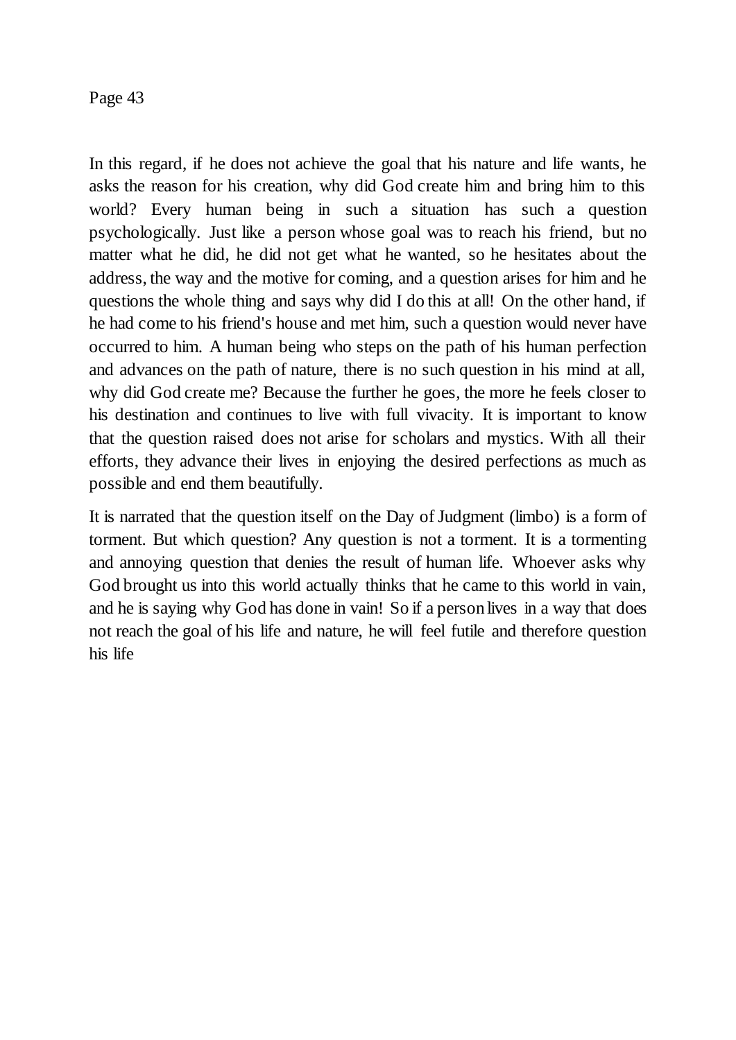In this regard, if he does not achieve the goal that his nature and life wants, he asks the reason for his creation, why did God create him and bring him to this world? Every human being in such a situation has such a question psychologically. Just like a person whose goal was to reach his friend, but no matter what he did, he did not get what he wanted, so he hesitates about the address, the way and the motive for coming, and a question arises for him and he questions the whole thing and says why did I do this at all! On the other hand, if he had come to his friend's house and met him, such a question would never have occurred to him. A human being who steps on the path of his human perfection and advances on the path of nature, there is no such question in his mind at all, why did God create me? Because the further he goes, the more he feels closer to his destination and continues to live with full vivacity. It is important to know that the question raised does not arise for scholars and mystics. With all their efforts, they advance their lives in enjoying the desired perfections as much as possible and end them beautifully.

It is narrated that the question itself on the Day of Judgment (limbo) is a form of torment. But which question? Any question is not a torment. It is a tormenting and annoying question that denies the result of human life. Whoever asks why God brought us into this world actually thinks that he came to this world in vain, and he is saying why God has done in vain! So if a person lives in a way that does not reach the goal of his life and nature, he will feel futile and therefore question his life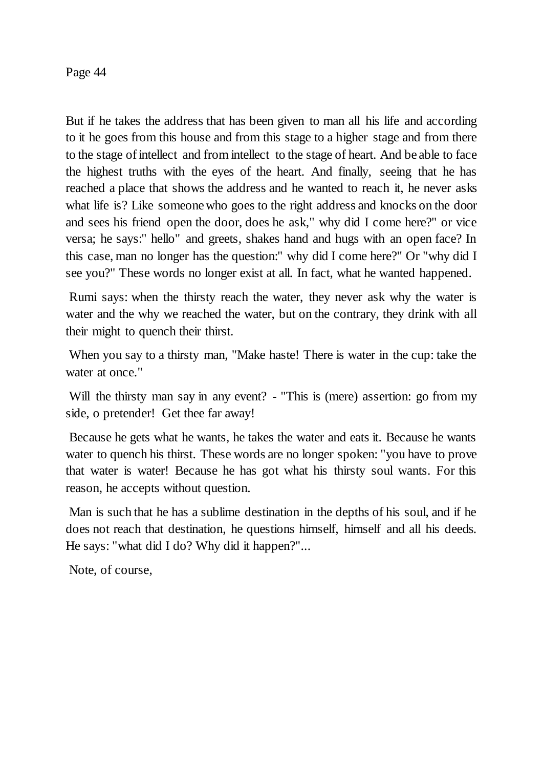But if he takes the address that has been given to man all his life and according to it he goes from this house and from this stage to a higher stage and from there to the stage of intellect and from intellect to the stage of heart. And be able to face the highest truths with the eyes of the heart. And finally, seeing that he has reached a place that shows the address and he wanted to reach it, he never asks what life is? Like someone who goes to the right address and knocks on the door and sees his friend open the door, does he ask," why did I come here?" or vice versa; he says:" hello" and greets, shakes hand and hugs with an open face? In this case, man no longer has the question:" why did I come here?" Or "why did I see you?" These words no longer exist at all. In fact, what he wanted happened.

Rumi says: when the thirsty reach the water, they never ask why the water is water and the why we reached the water, but on the contrary, they drink with all their might to quench their thirst.

When you say to a thirsty man, "Make haste! There is water in the cup: take the water at once."

Will the thirsty man say in any event? - "This is (mere) assertion: go from my side, o pretender! Get thee far away!

Because he gets what he wants, he takes the water and eats it. Because he wants water to quench his thirst. These words are no longer spoken: "you have to prove that water is water! Because he has got what his thirsty soul wants. For this reason, he accepts without question.

Man is such that he has a sublime destination in the depths of his soul, and if he does not reach that destination, he questions himself, himself and all his deeds. He says: "what did I do? Why did it happen?"...

Note, of course,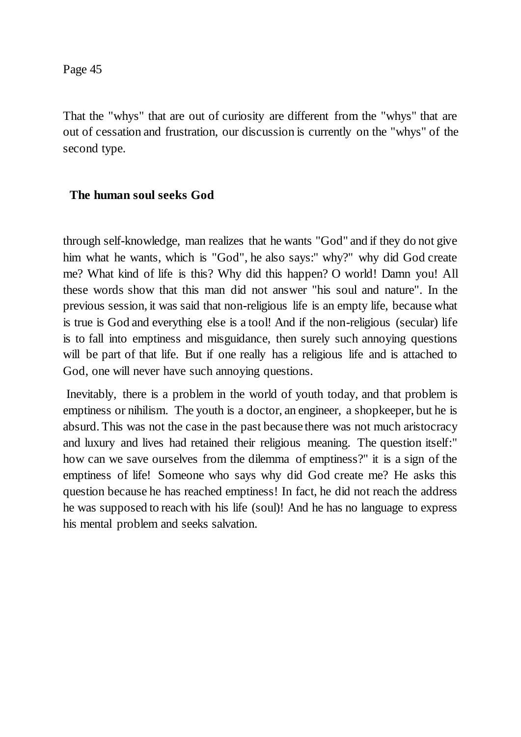That the "whys" that are out of curiosity are different from the "whys" that are out of cessation and frustration, our discussion is currently on the "whys" of the second type.

## The human soul seeks God

through self-knowledge, man realizes that he wants "God" and if they do not give him what he wants, which is "God", he also says:" why?" why did God create me? What kind of life is this? Why did this happen? O world! Damn you! All these words show that this man did not answer "his soul and nature". In the previous session, it was said that non-religious life is an empty life, because what is true is God and everything else is a tool! And if the non-religious (secular) life is to fall into emptiness and misguidance, then surely such annoying questions will be part of that life. But if one really has a religious life and is attached to God, one will never have such annoying questions.

Inevitably, there is a problem in the world of youth today, and that problem is emptiness or nihilism. The youth is a doctor, an engineer, a shopkeeper, but he is absurd. This was not the case in the past because there was not much aristocracy and luxury and lives had retained their religious meaning. The question itself:" how can we save ourselves from the dilemma of emptiness?" it is a sign of the emptiness of life! Someone who says why did God create me? He asks this question because he has reached emptiness! In fact, he did not reach the address he was supposed to reach with his life (soul)! And he has no language to express his mental problem and seeks salvation.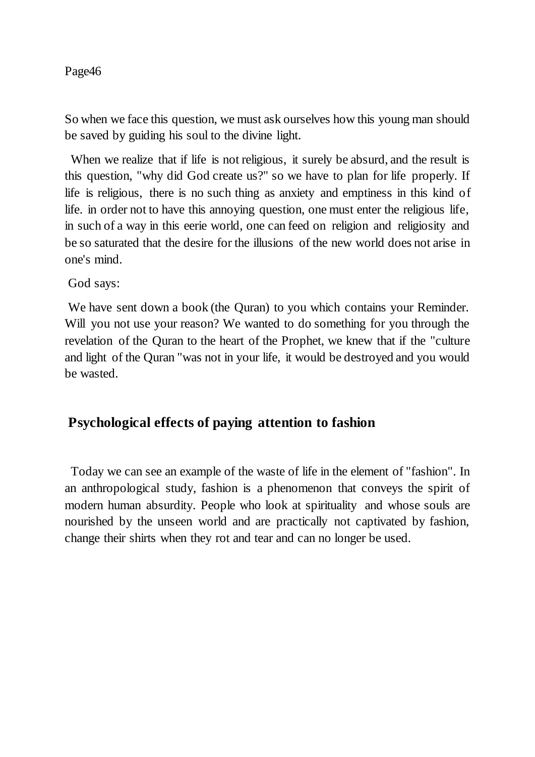So when we face this question, we must ask ourselves how this young man should be saved by guiding his soul to the divine light.

When we realize that if life is not religious, it surely be absurd, and the result is this question, "why did God create us?" so we have to plan for life properly. If life is religious, there is no such thing as anxiety and emptiness in this kind of life. in order not to have this annoying question, one must enter the religious life, in such of a way in this eerie world, one can feed on religion and religiosity and be so saturated that the desire for the illusions of the new world does not arise in one's mind.

God says:

We have sent down a book (the Quran) to you which contains your Reminder. Will you not use your reason? We wanted to do something for you through the revelation of the Quran to the heart of the Prophet, we knew that if the "culture and light of the Quran "was not in your life, it would be destroyed and you would be wasted.

## Psychological effects of paying attention to fashion

Today we can see an example of the waste of life in the element of "fashion". In an anthropological study, fashion is a phenomenon that conveys the spirit of modern human absurdity. People who look at spirituality and whose souls are nourished by the unseen world and are practically not captivated by fashion, change their shirts when they rot and tear and can no longer be used.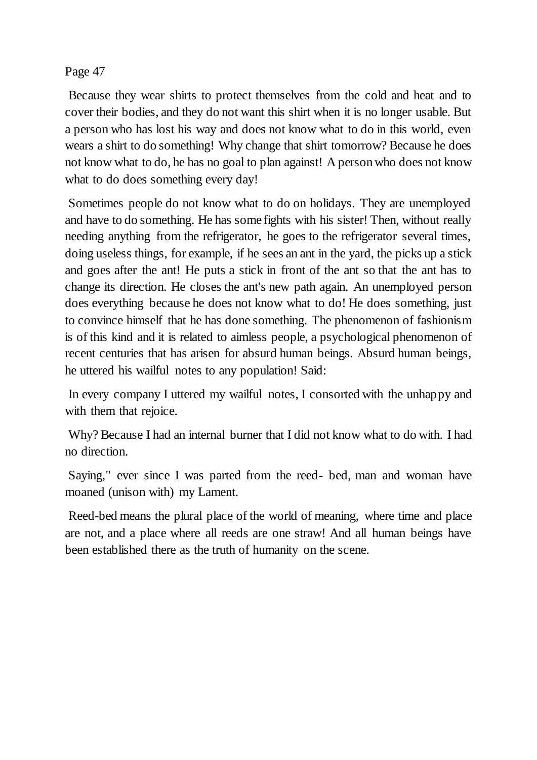Because they wear shirts to protect themselves from the cold and heat and to cover their bodies, and they do not want this shirt when it is no longer usable. But a person who has lost his way and does not know what to do in this world, even wears a shirt to do something! Why change that shirt tomorrow? Because he does not know what to do, he has no goal to plan against! A person who does not know what to do does something every day!

Sometimes people do not know what to do on holidays. They are unemployed and have to do something. He has some fights with his sister! Then, without really needing anything from the refrigerator, he goes to the refrigerator several times, doing useless things, for example, if he sees an ant in the yard, the picks up a stick and goes after the ant! He puts a stick in front of the ant so that the ant has to change its direction. He closes the ant's new path again. An unemployed person does everything because he does not know what to do! He does something, just to convince himself that he has done something. The phenomenon of fashionism is of this kind and it is related to aimless people, a psychological phenomenon of recent centuries that has arisen for absurd human beings. Absurd human beings, he uttered his wailful notes to any population! Said:

In every company I uttered my wailful notes, I consorted with the unhappy and with them that rejoice.

Why? Because I had an internal burner that I did not know what to do with. I had no direction.

Saying," ever since I was parted from the reed- bed, man and woman have moaned (unison with) my Lament.

Reed-bed means the plural place of the world of meaning, where time and place are not, and a place where all reeds are one straw! And all human beings have been established there as the truth of humanity on the scene.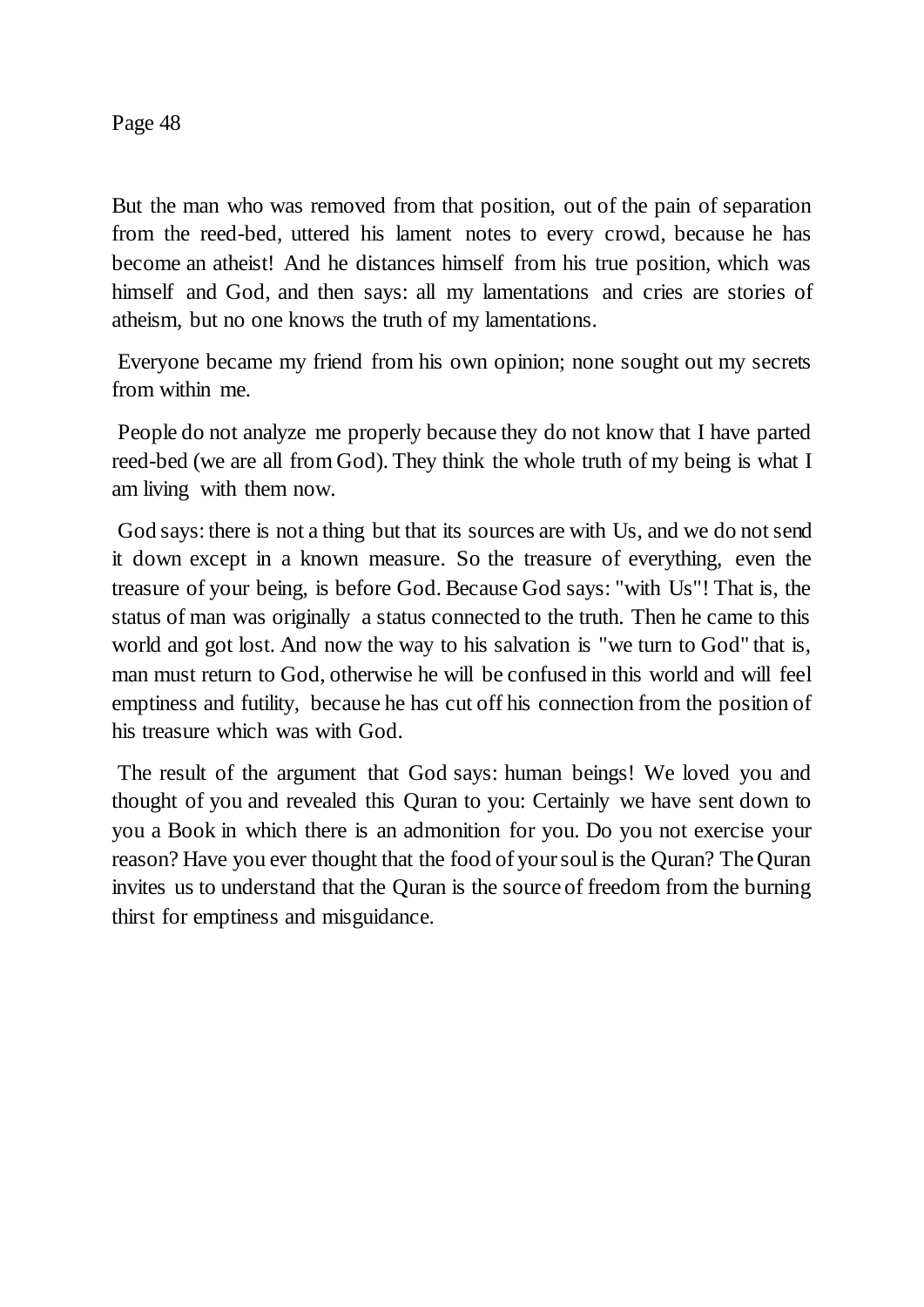But the man who was removed from that position, out of the pain of separation from the reed-bed, uttered his lament notes to every crowd, because he has become an atheist! And he distances himself from his true position, which was himself and God, and then says: all my lamentations and cries are stories of atheism, but no one knows the truth of my lamentations.

Everyone became my friend from his own opinion; none sought out my secrets from within me.

People do not analyze me properly because they do not know that I have parted reed-bed (we are all from God). They think the whole truth of my being is what I am living with them now.

God says: there is not a thing but that its sources are with Us, and we do not send it down except in a known measure. So the treasure of everything, even the treasure of your being, is before God. Because God says: "with Us"! That is, the status of man was originally a status connected to the truth. Then he came to this world and got lost. And now the way to his salvation is "we turn to God" that is, man must return to God, otherwise he will be confused in this world and will feel emptiness and futility, because he has cut off his connection from the position of his treasure which was with God.

The result of the argument that God says: human beings! We loved you and thought of you and revealed this Quran to you: Certainly we have sent down to you a Book in which there is an admonition for you. Do you not exercise your reason? Have you ever thought that the food of your soul is the Quran? The Quran invites us to understand that the Quran is the source of freedom from the burning thirst for emptiness and misguidance.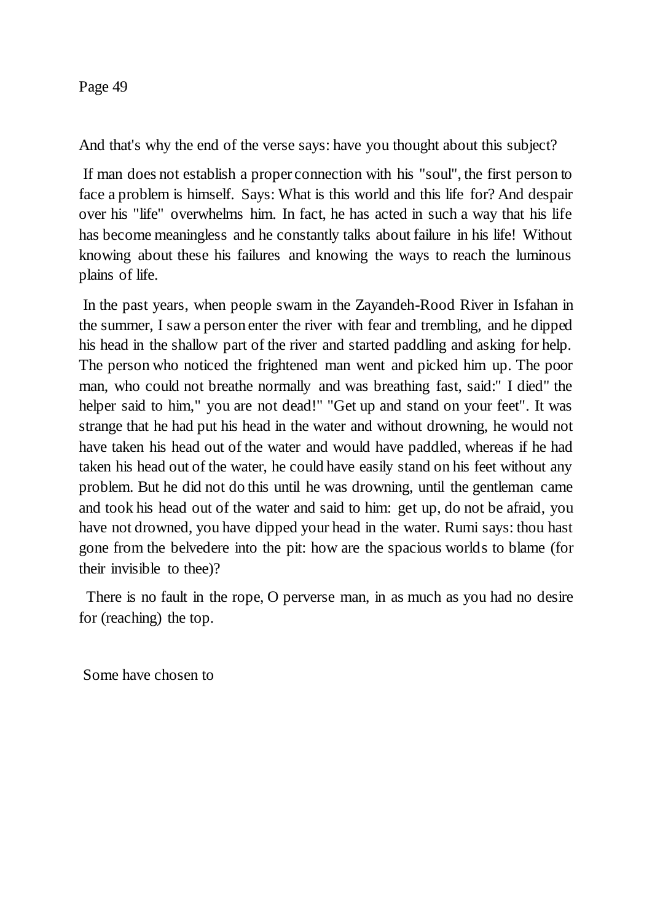And that's why the end of the verse says: have you thought about this subject?

If man does not establish a proper connection with his "soul", the first person to face a problem is himself. Says: What is this world and this life for? And despair over his "life" overwhelms him. In fact, he has acted in such a way that his life has become meaningless and he constantly talks about failure in his life! Without knowing about these his failures and knowing the ways to reach the luminous plains of life.

In the past years, when people swam in the Zayandeh-Rood River in Isfahan in the summer, I saw a person enter the river with fear and trembling, and he dipped his head in the shallow part of the river and started paddling and asking for help. The person who noticed the frightened man went and picked him up. The poor man, who could not breathe normally and was breathing fast, said:" I died" the helper said to him," you are not dead!" "Get up and stand on your feet". It was strange that he had put his head in the water and without drowning, he would not have taken his head out of the water and would have paddled, whereas if he had taken his head out of the water, he could have easily stand on his feet without any problem. But he did not do this until he was drowning, until the gentleman came and took his head out of the water and said to him: get up, do not be afraid, you have not drowned, you have dipped your head in the water. Rumi says: thou hast gone from the belvedere into the pit: how are the spacious worlds to blame (for their invisible to thee)?

There is no fault in the rope, O perverse man, in as much as you had no desire for (reaching) the top.

Some have chosen to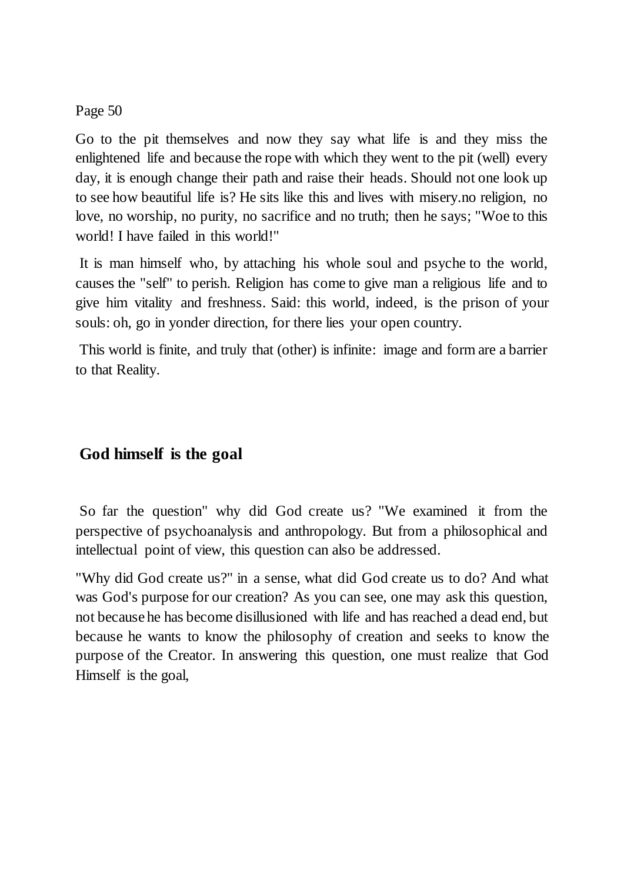Go to the pit themselves and now they say what life is and they miss the enlightened life and because the rope with which they went to the pit (well) every day, it is enough change their path and raise their heads. Should not one look up to see how beautiful life is? He sits like this and lives with misery.no religion, no love, no worship, no purity, no sacrifice and no truth; then he says; "Woe to this world! I have failed in this world!"

It is man himself who, by attaching his whole soul and psyche to the world, causes the "self" to perish. Religion has come to give man a religious life and to give him vitality and freshness. Said: this world, indeed, is the prison of your souls: oh, go in yonder direction, for there lies your open country.

This world is finite, and truly that (other) is infinite: image and form are a barrier to that Reality.

## God himself is the goal

So far the question" why did God create us? "We examined it from the perspective of psychoanalysis and anthropology. But from a philosophical and intellectual point of view, this question can also be addressed.

"Why did God create us?" in a sense, what did God create us to do? And what was God's purpose for our creation? As you can see, one may ask this question, not because he has become disillusioned with life and has reached a dead end, but because he wants to know the philosophy of creation and seeks to know the purpose of the Creator. In answering this question, one must realize that God Himself is the goal,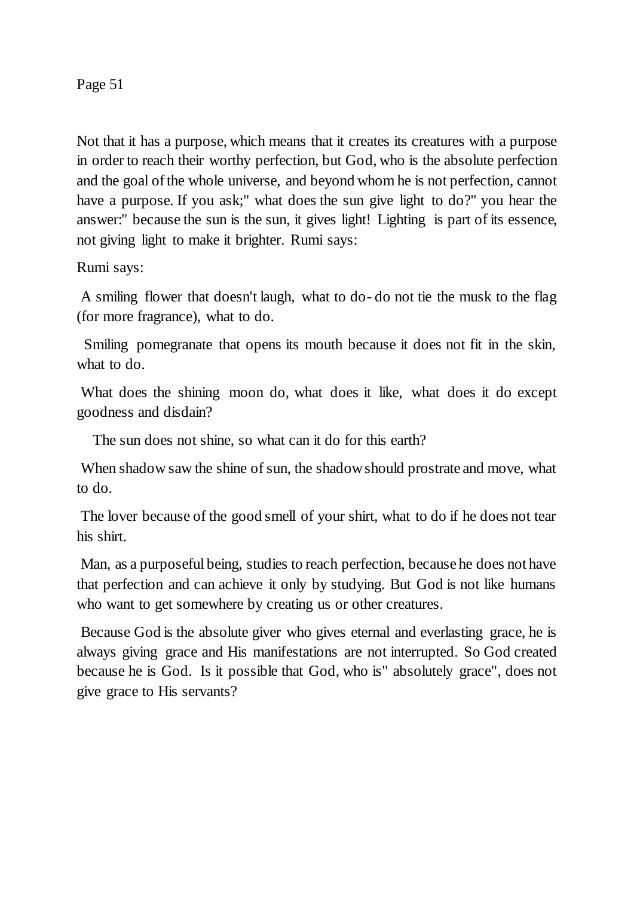Not that it has a purpose, which means that it creates its creatures with a purpose in order to reach their worthy perfection, but God, who is the absolute perfection and the goal of the whole universe, and beyond whom he is not perfection, cannot have a purpose. If you ask;" what does the sun give light to do?" you hear the answer:" because the sun is the sun, it gives light! Lighting is part of its essence, not giving light to make it brighter. Rumi says:

Rumi says:

A smiling flower that doesn't laugh, what to do- do not tie the musk to the flag (for more fragrance), what to do.

Smiling pomegranate that opens its mouth because it does not fit in the skin, what to do.

What does the shining moon do, what does it like, what does it do except goodness and disdain?

The sun does not shine, so what can it do for this earth?

When shadow saw the shine of sun, the shadow should prostrate and move, what to do.

The lover because of the good smell of your shirt, what to do if he does not tear his shirt.

Man, as a purposeful being, studies to reach perfection, because he does not have that perfection and can achieve it only by studying. But God is not like humans who want to get somewhere by creating us or other creatures.

Because God is the absolute giver who gives eternal and everlasting grace, he is always giving grace and His manifestations are not interrupted. So God created because he is God. Is it possible that God, who is" absolutely grace", does not give grace to His servants?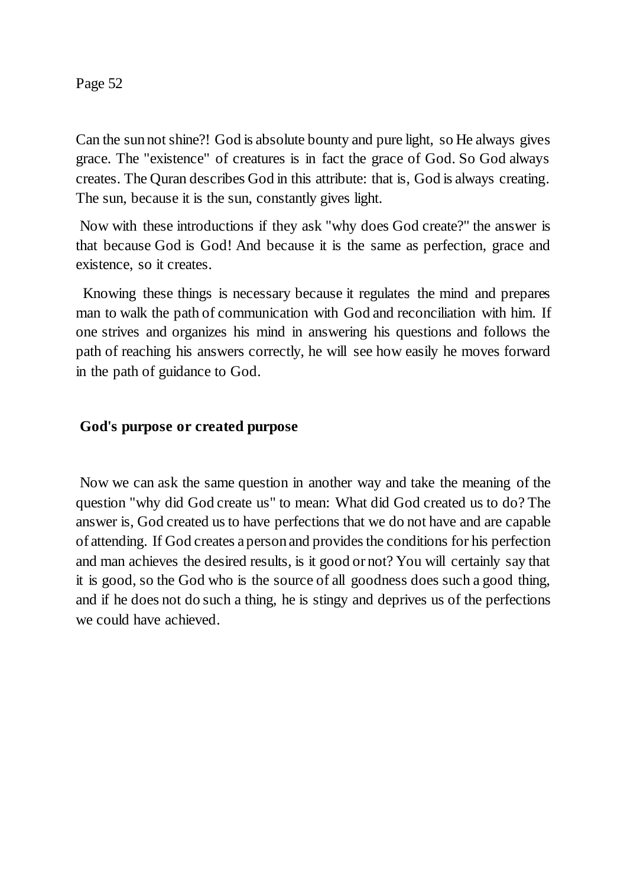Can the sun not shine?! God is absolute bounty and pure light, so He always gives grace. The "existence" of creatures is in fact the grace of God. So God always creates. The Quran describes God in this attribute: that is, God is always creating. The sun, because it is the sun, constantly gives light.

Now with these introductions if they ask "why does God create?" the answer is that because God is God! And because it is the same as perfection, grace and existence, so it creates.

Knowing these things is necessary because it regulates the mind and prepares man to walk the path of communication with God and reconciliation with him. If one strives and organizes his mind in answering his questions and follows the path of reaching his answers correctly, he will see how easily he moves forward in the path of guidance to God.

## God's purpose or created purpose

Now we can ask the same question in another way and take the meaning of the question "why did God create us" to mean: What did God created us to do? The answer is, God created us to have perfections that we do not have and are capable of attending. If God creates a person and provides the conditions for his perfection and man achieves the desired results, is it good or not? You will certainly say that it is good, so the God who is the source of all goodness does such a good thing, and if he does not do such a thing, he is stingy and deprives us of the perfections we could have achieved.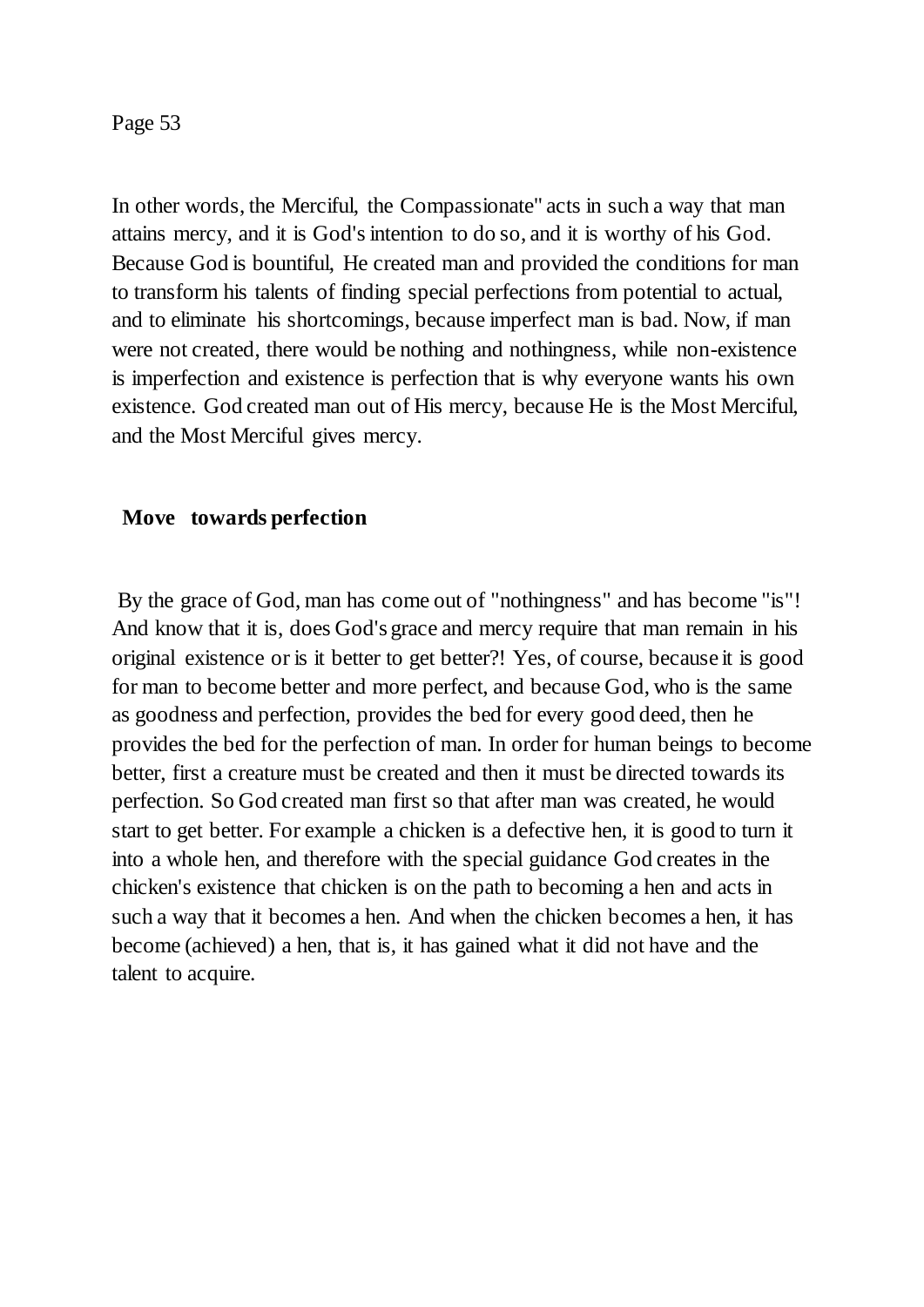In other words, the Merciful, the Compassionate" acts in such a way that man attains mercy, and it is God's intention to do so, and it is worthy of his God. Because God is bountiful, He created man and provided the conditions for man to transform his talents of finding special perfections from potential to actual, and to eliminate his shortcomings, because imperfect man is bad. Now, if man were not created, there would be nothing and nothingness, while non-existence is imperfection and existence is perfection that is why everyone wants his own existence. God created man out of His mercy, because He is the Most Merciful, and the Most Merciful gives mercy.

## Move towards perfection

By the grace of God, man has come out of "nothingness" and has become "is"! And know that it is, does God's grace and mercy require that man remain in his original existence or is it better to get better?! Yes, of course, because it is good for man to become better and more perfect, and because God, who is the same as goodness and perfection, provides the bed for every good deed, then he provides the bed for the perfection of man. In order for human beings to become better, first a creature must be created and then it must be directed towards its perfection. So God created man first so that after man was created, he would start to get better. For example a chicken is a defective hen, it is good to turn it into a whole hen, and therefore with the special guidance God creates in the chicken's existence that chicken is on the path to becoming a hen and acts in such a way that it becomes a hen. And when the chicken becomes a hen, it has become (achieved) a hen, that is, it has gained what it did not have and the talent to acquire.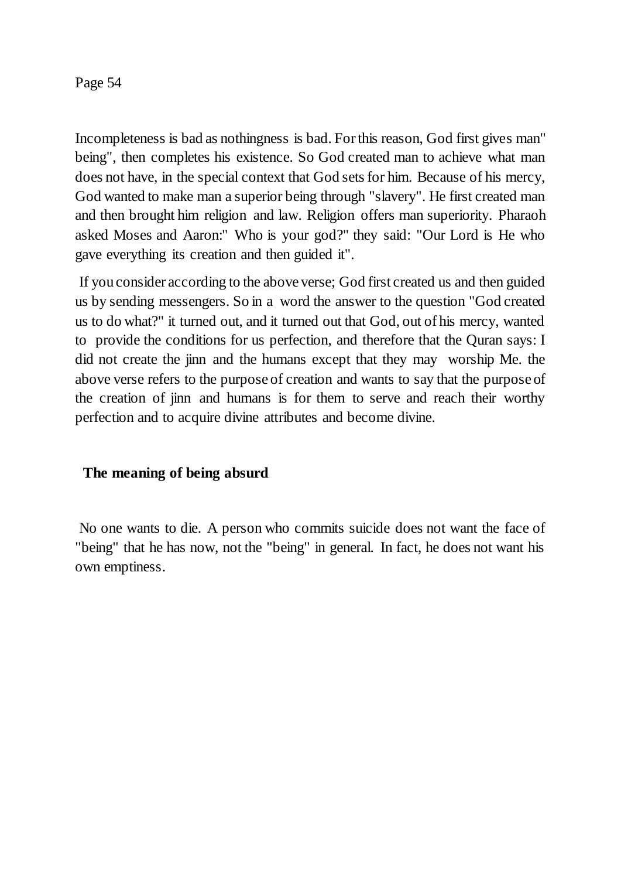Incompleteness is bad as nothingness is bad. For this reason, God first gives man" being", then completes his existence. So God created man to achieve what man does not have, in the special context that God sets for him. Because of his mercy, God wanted to make man a superior being through "slavery". He first created man and then brought him religion and law. Religion offers man superiority. Pharaoh asked Moses and Aaron:" Who is your god?" they said: "Our Lord is He who gave everything its creation and then guided it".

If you consider according to the above verse; God first created us and then guided us by sending messengers. So in a word the answer to the question "God created us to do what?" it turned out, and it turned out that God, out of his mercy, wanted to provide the conditions for us perfection, and therefore that the Quran says: I did not create the jinn and the humans except that they may worship Me. the above verse refers to the purpose of creation and wants to say that the purpose of the creation of jinn and humans is for them to serve and reach their worthy perfection and to acquire divine attributes and become divine.

### The meaning of being absurd

No one wants to die. A person who commits suicide does not want the face of "being" that he has now, not the "being" in general. In fact, he does not want his own emptiness.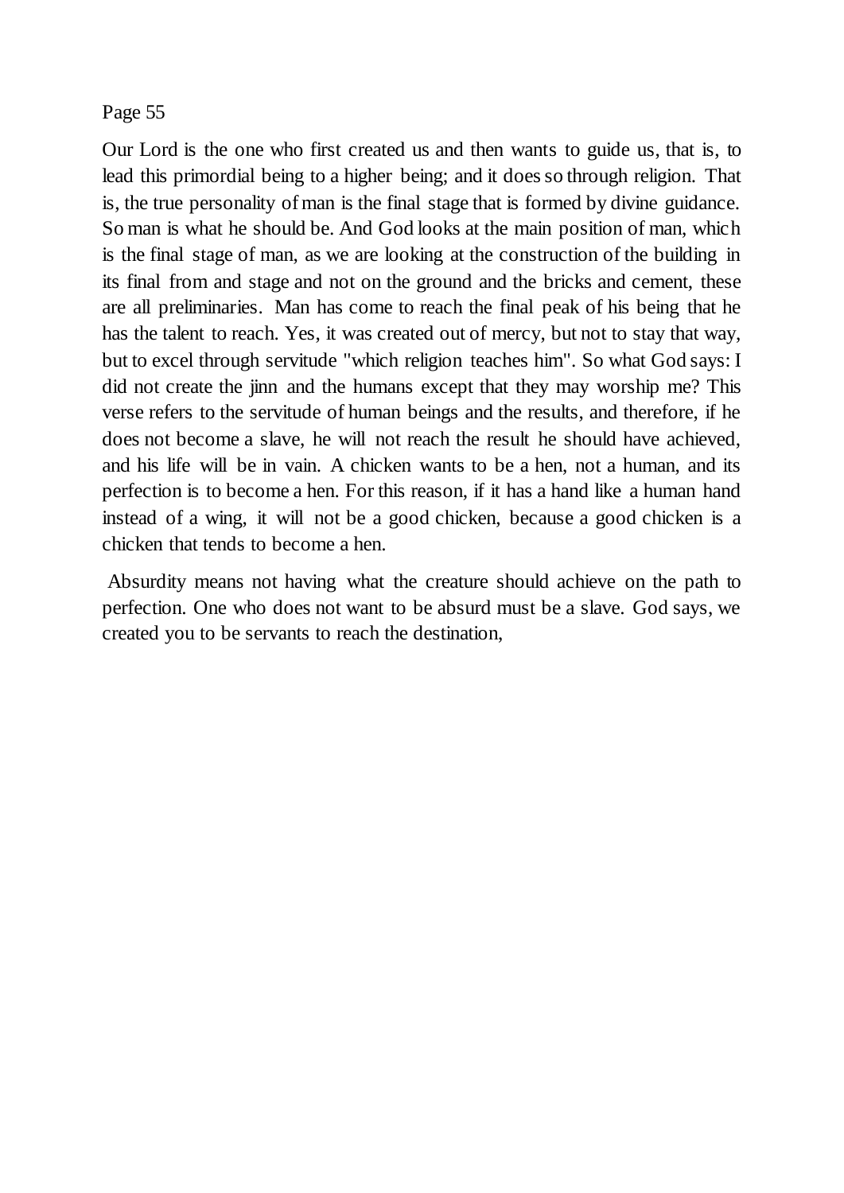Page 55

Our Lord is the one who first created us and then wants to guide us, that is, to lead this primordial being to a higher being; and it does so through religion. That is, the true personality of man is the final stage that is formed by divine guidance. So man is what he should be. And God looks at the main position of man, which is the final stage of man, as we are looking at the construction of the building in its final from and stage and not on the ground and the bricks and cement, these are all preliminaries. Man has come to reach the final peak of his being that he has the talent to reach. Yes, it was created out of mercy, but not to stay that way, but to excel through servitude "which religion teaches him". So what God says: I did not create the jinn and the humans except that they may worship me? This verse refers to the servitude of human beings and the results, and therefore, if he does not become a slave, he will not reach the result he should have achieved, and his life will be in vain. A chicken wants to be a hen, not a human, and its perfection is to become a hen. For this reason, if it has a hand like a human hand instead of a wing, it will not be a good chicken, because a good chicken is a chicken that tends to become a hen.

Absurdity means not having what the creature should achieve on the path to perfection. One who does not want to be absurd must be a slave. God says, we created you to be servants to reach the destination,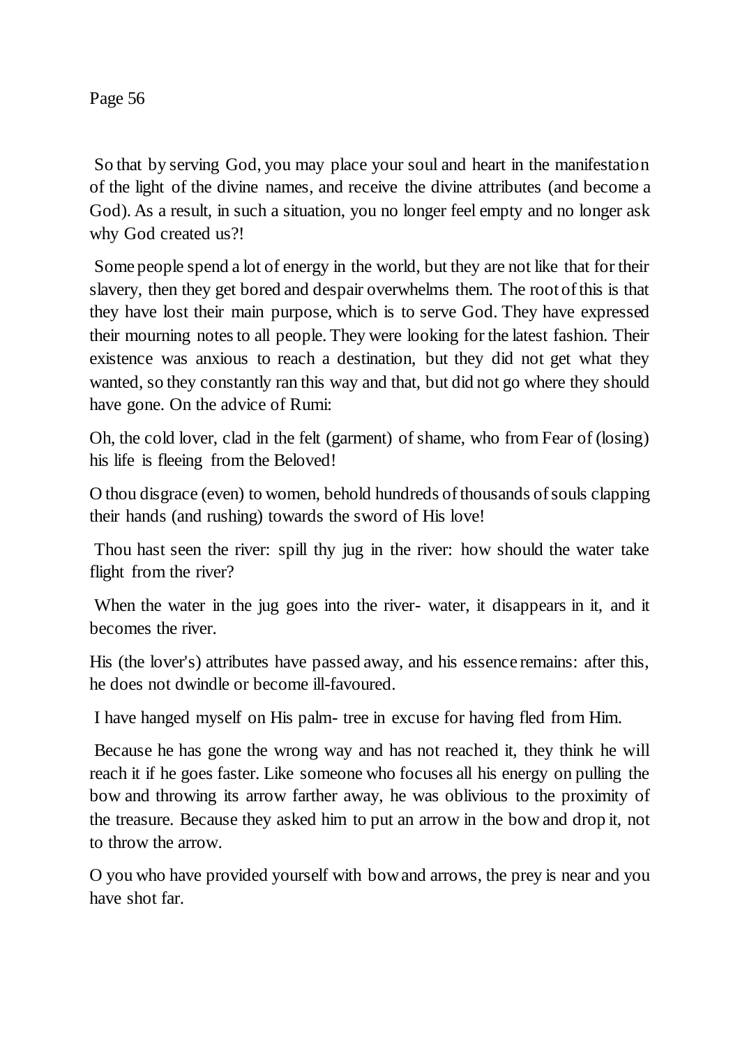So that by serving God, you may place your soul and heart in the manifestation of the light of the divine names, and receive the divine attributes (and become a God). As a result, in such a situation, you no longer feel empty and no longer ask why God created us?!

Some people spend a lot of energy in the world, but they are not like that for their slavery, then they get bored and despair overwhelms them. The root of this is that they have lost their main purpose, which is to serve God. They have expressed their mourning notes to all people. They were looking for the latest fashion. Their existence was anxious to reach a destination, but they did not get what they wanted, so they constantly ran this way and that, but did not go where they should have gone. On the advice of Rumi:

Oh, the cold lover, clad in the felt (garment) of shame, who from Fear of (losing) his life is fleeing from the Beloved!

O thou disgrace (even) to women, behold hundreds of thousands of souls clapping their hands (and rushing) towards the sword of His love!

Thou hast seen the river: spill thy jug in the river: how should the water take flight from the river?

When the water in the jug goes into the river- water, it disappears in it, and it becomes the river.

His (the lover's) attributes have passed away, and his essence remains: after this, he does not dwindle or become ill-favoured.

I have hanged myself on His palm- tree in excuse for having fled from Him.

Because he has gone the wrong way and has not reached it, they think he will reach it if he goes faster. Like someone who focuses all his energy on pulling the bow and throwing its arrow farther away, he was oblivious to the proximity of the treasure. Because they asked him to put an arrow in the bow and drop it, not to throw the arrow.

O you who have provided yourself with bow and arrows, the prey is near and you have shot far.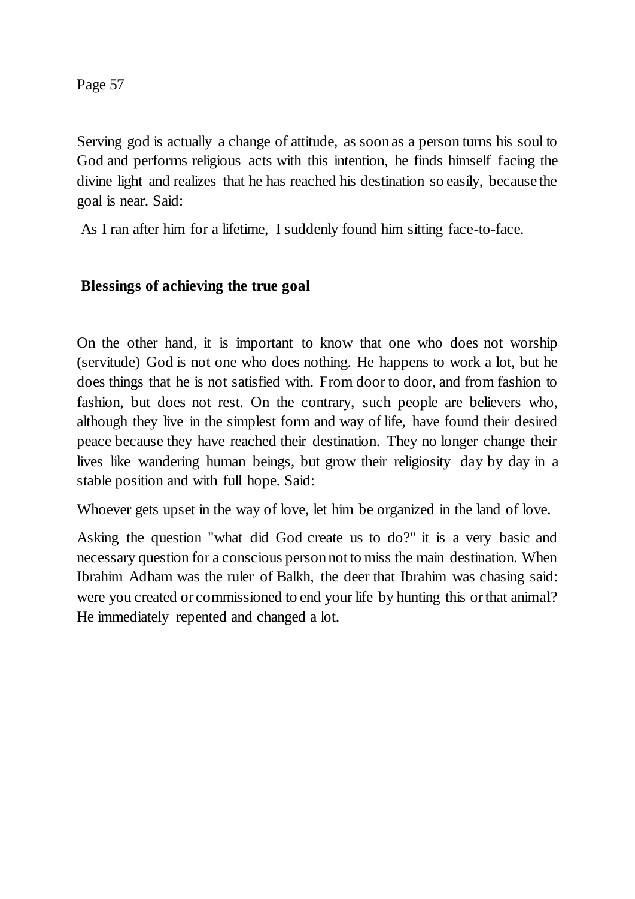Serving god is actually a change of attitude, as soon as a person turns his soul to God and performs religious acts with this intention, he finds himself facing the divine light and realizes that he has reached his destination so easily, because the goal is near. Said:

As I ran after him for a lifetime, I suddenly found him sitting face-to-face.

### Blessings of achieving the true goal

On the other hand, it is important to know that one who does not worship (servitude) God is not one who does nothing. He happens to work a lot, but he does things that he is not satisfied with. From door to door, and from fashion to fashion, but does not rest. On the contrary, such people are believers who, although they live in the simplest form and way of life, have found their desired peace because they have reached their destination. They no longer change their lives like wandering human beings, but grow their religiosity day by day in a stable position and with full hope. Said:

Whoever gets upset in the way of love, let him be organized in the land of love.

Asking the question "what did God create us to do?" it is a very basic and necessary question for a conscious person not to miss the main destination. When Ibrahim Adham was the ruler of Balkh, the deer that Ibrahim was chasing said: were you created or commissioned to end your life by hunting this or that animal? He immediately repented and changed a lot.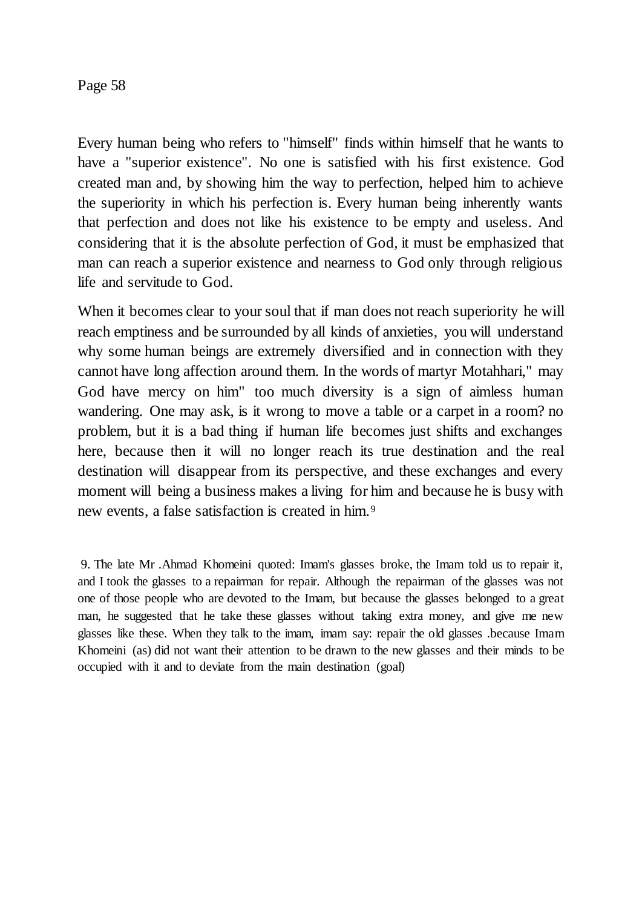Every human being who refers to "himself" finds within himself that he wants to have a "superior existence". No one is satisfied with his first existence. God created man and, by showing him the way to perfection, helped him to achieve the superiority in which his perfection is. Every human being inherently wants that perfection and does not like his existence to be empty and useless. And considering that it is the absolute perfection of God, it must be emphasized that man can reach a superior existence and nearness to God only through religious life and servitude to God.

When it becomes clear to your soul that if man does not reach superiority he will reach emptiness and be surrounded by all kinds of anxieties, you will understand why some human beings are extremely diversified and in connection with they cannot have long affection around them. In the words of martyr Motahhari," may God have mercy on him" too much diversity is a sign of aimless human wandering. One may ask, is it wrong to move a table or a carpet in a room? no problem, but it is a bad thing if human life becomes just shifts and exchanges here, because then it will no longer reach its true destination and the real destination will disappear from its perspective, and these exchanges and every moment will being a business makes a living for him and because he is busy with new events, a false satisfaction is created in him.[9]

9. The late Mr .Ahmad Khomeini quoted: Imam's glasses broke, the Imam told us to repair it, and I took the glasses to a repairman for repair. Although the repairman of the glasses was not one of those people who are devoted to the Imam, but because the glasses belonged to a great man, he suggested that he take these glasses without taking extra money, and give me new glasses like these. When they talk to the imam, imam say: repair the old glasses .because Imam Khomeini (as) did not want their attention to be drawn to the new glasses and their minds to be occupied with it and to deviate from the main destination (goal)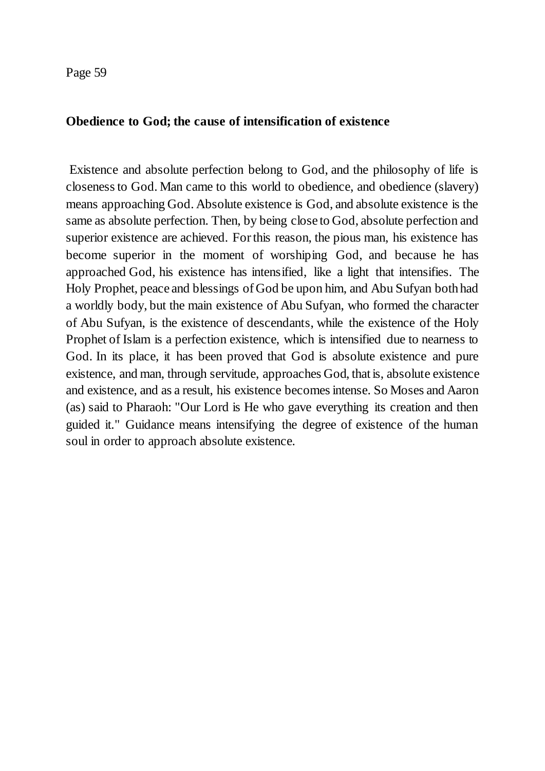## Obedience to God; the cause of intensification of existence

Existence and absolute perfection belong to God, and the philosophy of life is closeness to God. Man came to this world to obedience, and obedience (slavery) means approaching God. Absolute existence is God, and absolute existence is the same as absolute perfection. Then, by being close to God, absolute perfection and superior existence are achieved. For this reason, the pious man, his existence has become superior in the moment of worshiping God, and because he has approached God, his existence has intensified, like a light that intensifies. The Holy Prophet, peace and blessings of God be upon him, and Abu Sufyan both had a worldly body, but the main existence of Abu Sufyan, who formed the character of Abu Sufyan, is the existence of descendants, while the existence of the Holy Prophet of Islam is a perfection existence, which is intensified due to nearness to God. In its place, it has been proved that God is absolute existence and pure existence, and man, through servitude, approaches God, that is, absolute existence and existence, and as a result, his existence becomes intense. So Moses and Aaron (as) said to Pharaoh: "Our Lord is He who gave everything its creation and then guided it." Guidance means intensifying the degree of existence of the human soul in order to approach absolute existence.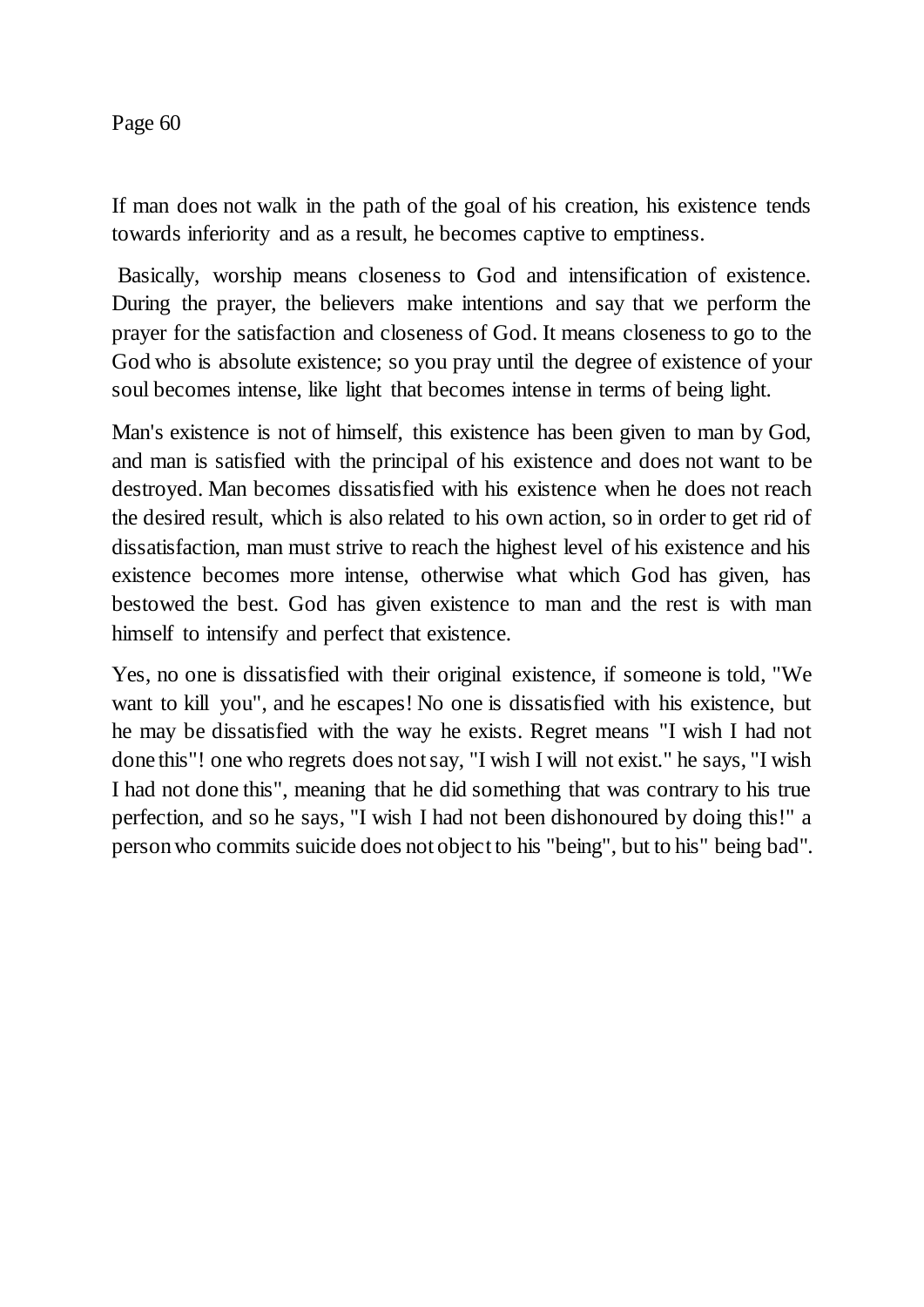If man does not walk in the path of the goal of his creation, his existence tends towards inferiority and as a result, he becomes captive to emptiness.

Basically, worship means closeness to God and intensification of existence. During the prayer, the believers make intentions and say that we perform the prayer for the satisfaction and closeness of God. It means closeness to go to the God who is absolute existence; so you pray until the degree of existence of your soul becomes intense, like light that becomes intense in terms of being light.

Man's existence is not of himself, this existence has been given to man by God, and man is satisfied with the principal of his existence and does not want to be destroyed. Man becomes dissatisfied with his existence when he does not reach the desired result, which is also related to his own action, so in order to get rid of dissatisfaction, man must strive to reach the highest level of his existence and his existence becomes more intense, otherwise what which God has given, has bestowed the best. God has given existence to man and the rest is with man himself to intensify and perfect that existence.

Yes, no one is dissatisfied with their original existence, if someone is told, "We want to kill you", and he escapes! No one is dissatisfied with his existence, but he may be dissatisfied with the way he exists. Regret means "I wish I had not done this"! one who regrets does not say, "I wish I will not exist." he says, "I wish I had not done this", meaning that he did something that was contrary to his true perfection, and so he says, "I wish I had not been dishonoured by doing this!" a person who commits suicide does not object to his "being", but to his" being bad".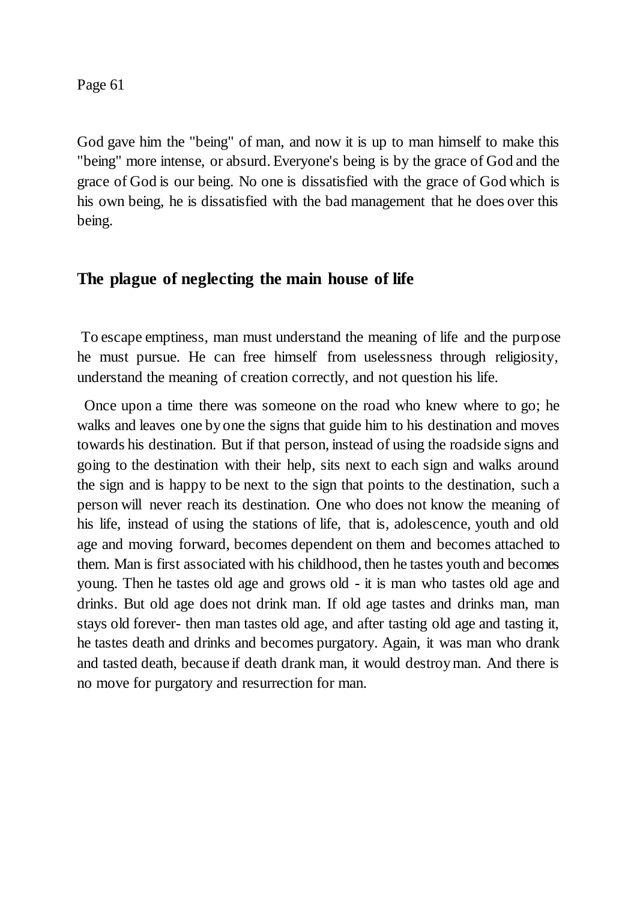God gave him the "being" of man, and now it is up to man himself to make this "being" more intense, or absurd. Everyone's being is by the grace of God and the grace of God is our being. No one is dissatisfied with the grace of God which is his own being, he is dissatisfied with the bad management that he does over this being.

## The plague of neglecting the main house of life

To escape emptiness, man must understand the meaning of life and the purpose he must pursue. He can free himself from uselessness through religiosity, understand the meaning of creation correctly, and not question his life.

Once upon a time there was someone on the road who knew where to go; he walks and leaves one by one the signs that guide him to his destination and moves towards his destination. But if that person, instead of using the roadside signs and going to the destination with their help, sits next to each sign and walks around the sign and is happy to be next to the sign that points to the destination, such a person will never reach its destination. One who does not know the meaning of his life, instead of using the stations of life, that is, adolescence, youth and old age and moving forward, becomes dependent on them and becomes attached to them. Man is first associated with his childhood, then he tastes youth and becomes young. Then he tastes old age and grows old - it is man who tastes old age and drinks. But old age does not drink man. If old age tastes and drinks man, man stays old forever- then man tastes old age, and after tasting old age and tasting it, he tastes death and drinks and becomes purgatory. Again, it was man who drank and tasted death, because if death drank man, it would destroy man. And there is no move for purgatory and resurrection for man.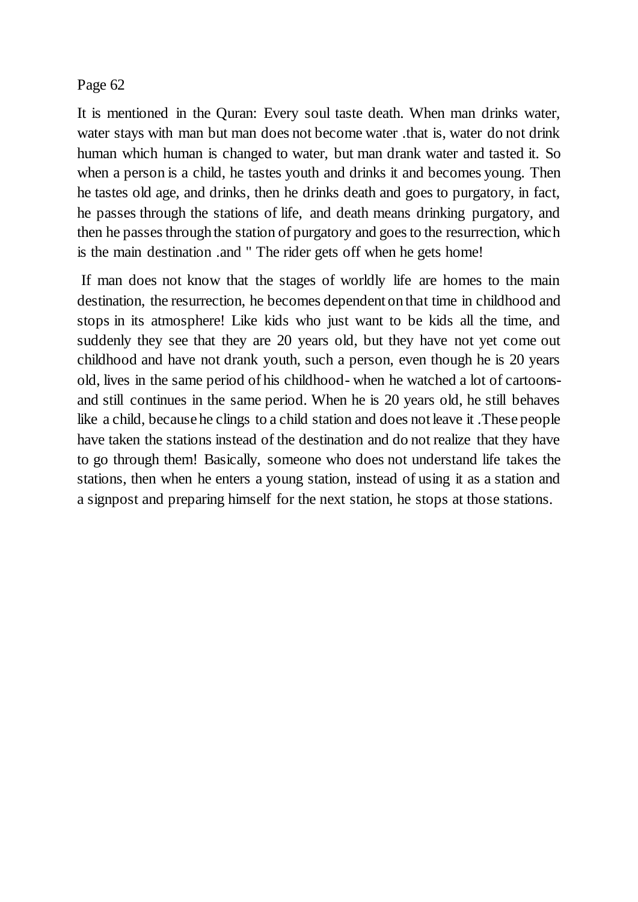Page 62

It is mentioned in the Quran: Every soul taste death. When man drinks water, water stays with man but man does not become water .that is, water do not drink human which human is changed to water, but man drank water and tasted it. So when a person is a child, he tastes youth and drinks it and becomes young. Then he tastes old age, and drinks, then he drinks death and goes to purgatory, in fact, he passes through the stations of life, and death means drinking purgatory, and then he passes through the station of purgatory and goes to the resurrection, which is the main destination .and " The rider gets off when he gets home!

If man does not know that the stages of worldly life are homes to the main destination, the resurrection, he becomes dependent on that time in childhood and stops in its atmosphere! Like kids who just want to be kids all the time, and suddenly they see that they are 20 years old, but they have not yet come out childhood and have not drank youth, such a person, even though he is 20 years old, lives in the same period of his childhood- when he watched a lot of cartoons- and still continues in the same period. When he is 20 years old, he still behaves like a child, because he clings to a child station and does not leave it .These people have taken the stations instead of the destination and do not realize that they have to go through them! Basically, someone who does not understand life takes the stations, then when he enters a young station, instead of using it as a station and a signpost and preparing himself for the next station, he stops at those stations.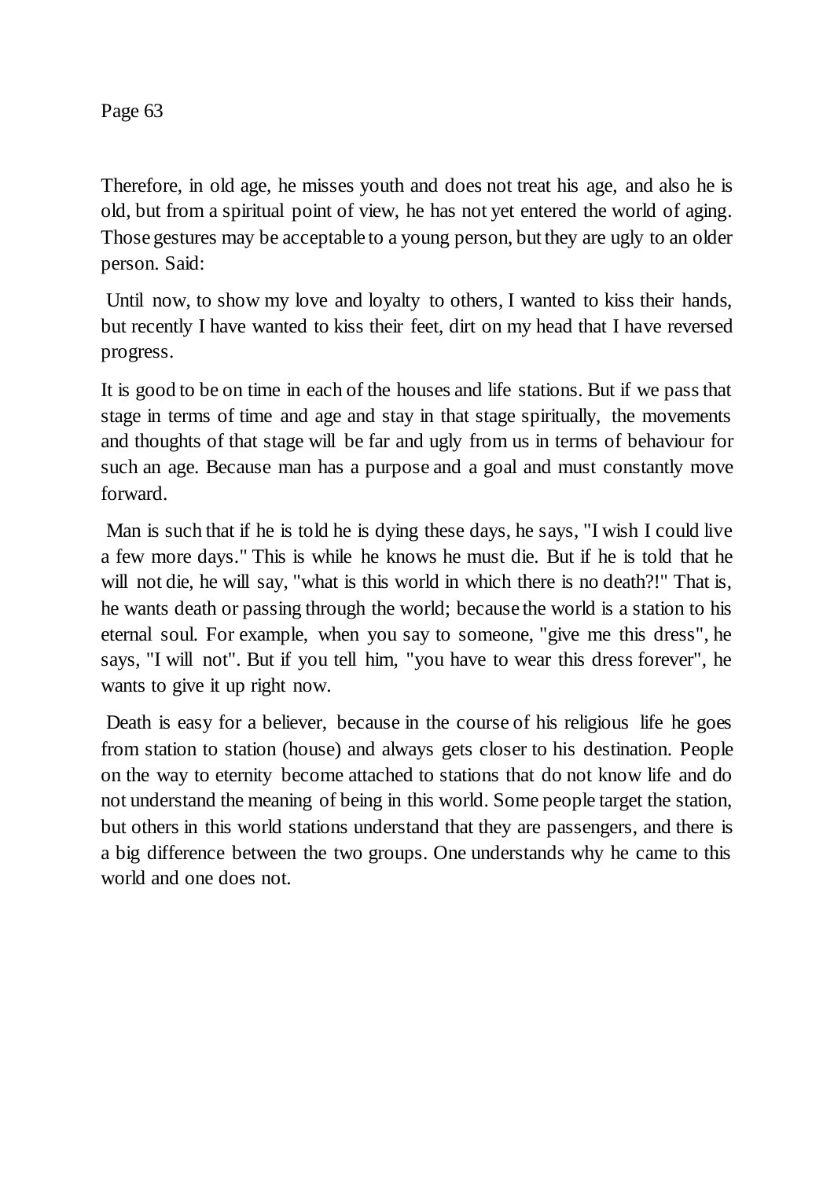Therefore, in old age, he misses youth and does not treat his age, and also he is old, but from a spiritual point of view, he has not yet entered the world of aging. Those gestures may be acceptable to a young person, but they are ugly to an older person. Said:

Until now, to show my love and loyalty to others, I wanted to kiss their hands, but recently I have wanted to kiss their feet, dirt on my head that I have reversed progress.

It is good to be on time in each of the houses and life stations. But if we pass that stage in terms of time and age and stay in that stage spiritually, the movements and thoughts of that stage will be far and ugly from us in terms of behaviour for such an age. Because man has a purpose and a goal and must constantly move forward.

Man is such that if he is told he is dying these days, he says, "I wish I could live a few more days." This is while he knows he must die. But if he is told that he will not die, he will say, "what is this world in which there is no death?!" That is, he wants death or passing through the world; because the world is a station to his eternal soul. For example, when you say to someone, "give me this dress", he says, "I will not". But if you tell him, "you have to wear this dress forever", he wants to give it up right now.

Death is easy for a believer, because in the course of his religious life he goes from station to station (house) and always gets closer to his destination. People on the way to eternity become attached to stations that do not know life and do not understand the meaning of being in this world. Some people target the station, but others in this world stations understand that they are passengers, and there is a big difference between the two groups. One understands why he came to this world and one does not.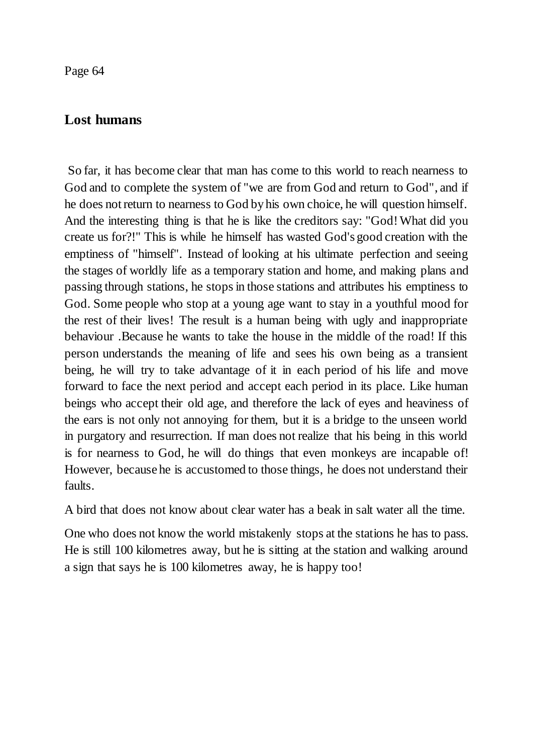## Lost humans

So far, it has become clear that man has come to this world to reach nearness to God and to complete the system of "we are from God and return to God", and if he does not return to nearness to God by his own choice, he will question himself. And the interesting thing is that he is like the creditors say: "God! What did you create us for?!" This is while he himself has wasted God's good creation with the emptiness of "himself". Instead of looking at his ultimate perfection and seeing the stages of worldly life as a temporary station and home, and making plans and passing through stations, he stops in those stations and attributes his emptiness to God. Some people who stop at a young age want to stay in a youthful mood for the rest of their lives! The result is a human being with ugly and inappropriate behaviour .Because he wants to take the house in the middle of the road! If this person understands the meaning of life and sees his own being as a transient being, he will try to take advantage of it in each period of his life and move forward to face the next period and accept each period in its place. Like human beings who accept their old age, and therefore the lack of eyes and heaviness of the ears is not only not annoying for them, but it is a bridge to the unseen world in purgatory and resurrection. If man does not realize that his being in this world is for nearness to God, he will do things that even monkeys are incapable of! However, because he is accustomed to those things, he does not understand their faults.

A bird that does not know about clear water has a beak in salt water all the time.

One who does not know the world mistakenly stops at the stations he has to pass. He is still 100 kilometres away, but he is sitting at the station and walking around a sign that says he is 100 kilometres away, he is happy too!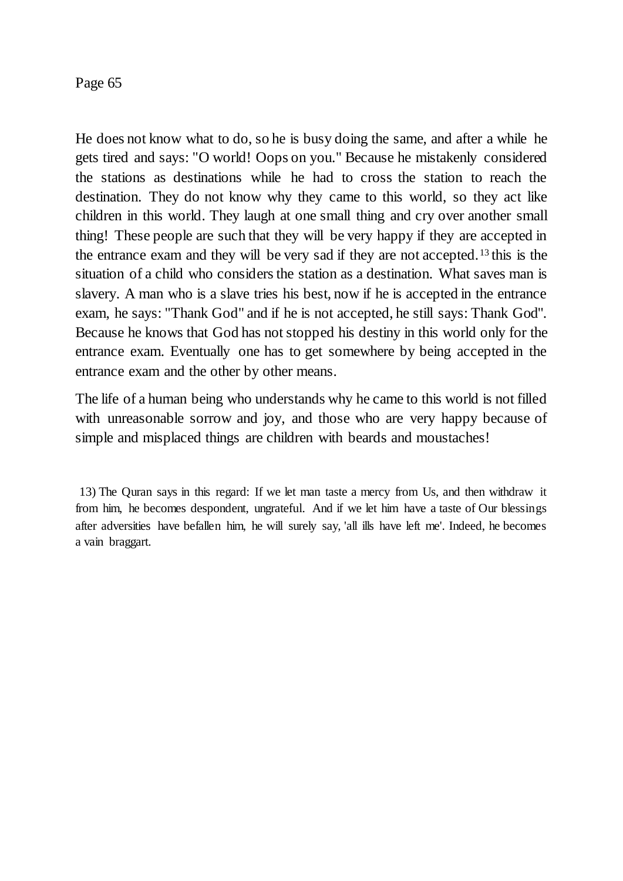He does not know what to do, so he is busy doing the same, and after a while he gets tired and says: "O world! Oops on you." Because he mistakenly considered the stations as destinations while he had to cross the station to reach the destination. They do not know why they came to this world, so they act like children in this world. They laugh at one small thing and cry over another small thing! These people are such that they will be very happy if they are accepted in the entrance exam and they will be very sad if they are not accepted.[13] this is the situation of a child who considers the station as a destination. What saves man is slavery. A man who is a slave tries his best, now if he is accepted in the entrance exam, he says: "Thank God" and if he is not accepted, he still says: Thank God". Because he knows that God has not stopped his destiny in this world only for the entrance exam. Eventually one has to get somewhere by being accepted in the entrance exam and the other by other means.

The life of a human being who understands why he came to this world is not filled with unreasonable sorrow and joy, and those who are very happy because of simple and misplaced things are children with beards and moustaches!

13) The Quran says in this regard: If we let man taste a mercy from Us, and then withdraw it from him, he becomes despondent, ungrateful. And if we let him have a taste of Our blessings after adversities have befallen him, he will surely say, 'all ills have left me'. Indeed, he becomes a vain braggart.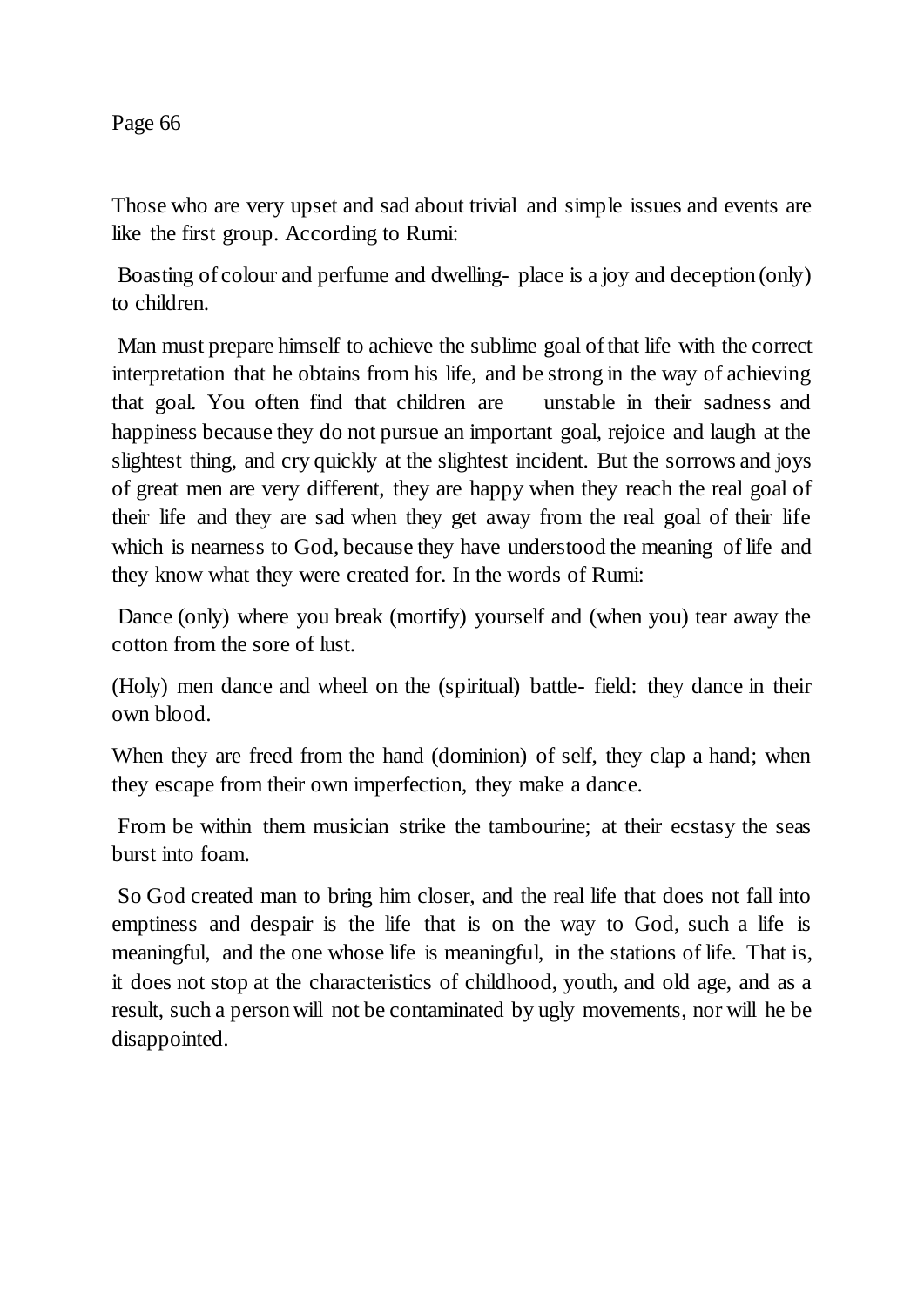Those who are very upset and sad about trivial and simple issues and events are like the first group. According to Rumi:

Boasting of colour and perfume and dwelling- place is a joy and deception (only) to children.

Man must prepare himself to achieve the sublime goal of that life with the correct interpretation that he obtains from his life, and be strong in the way of achieving that goal. You often find that children are unstable in their sadness and happiness because they do not pursue an important goal, rejoice and laugh at the slightest thing, and cry quickly at the slightest incident. But the sorrows and joys of great men are very different, they are happy when they reach the real goal of their life and they are sad when they get away from the real goal of their life which is nearness to God, because they have understood the meaning of life and they know what they were created for. In the words of Rumi:

Dance (only) where you break (mortify) yourself and (when you) tear away the cotton from the sore of lust.

(Holy) men dance and wheel on the (spiritual) battle- field: they dance in their own blood.

When they are freed from the hand (dominion) of self, they clap a hand; when they escape from their own imperfection, they make a dance.

From be within them musician strike the tambourine; at their ecstasy the seas burst into foam.

So God created man to bring him closer, and the real life that does not fall into emptiness and despair is the life that is on the way to God, such a life is meaningful, and the one whose life is meaningful, in the stations of life. That is, it does not stop at the characteristics of childhood, youth, and old age, and as a result, such a person will not be contaminated by ugly movements, nor will he be disappointed.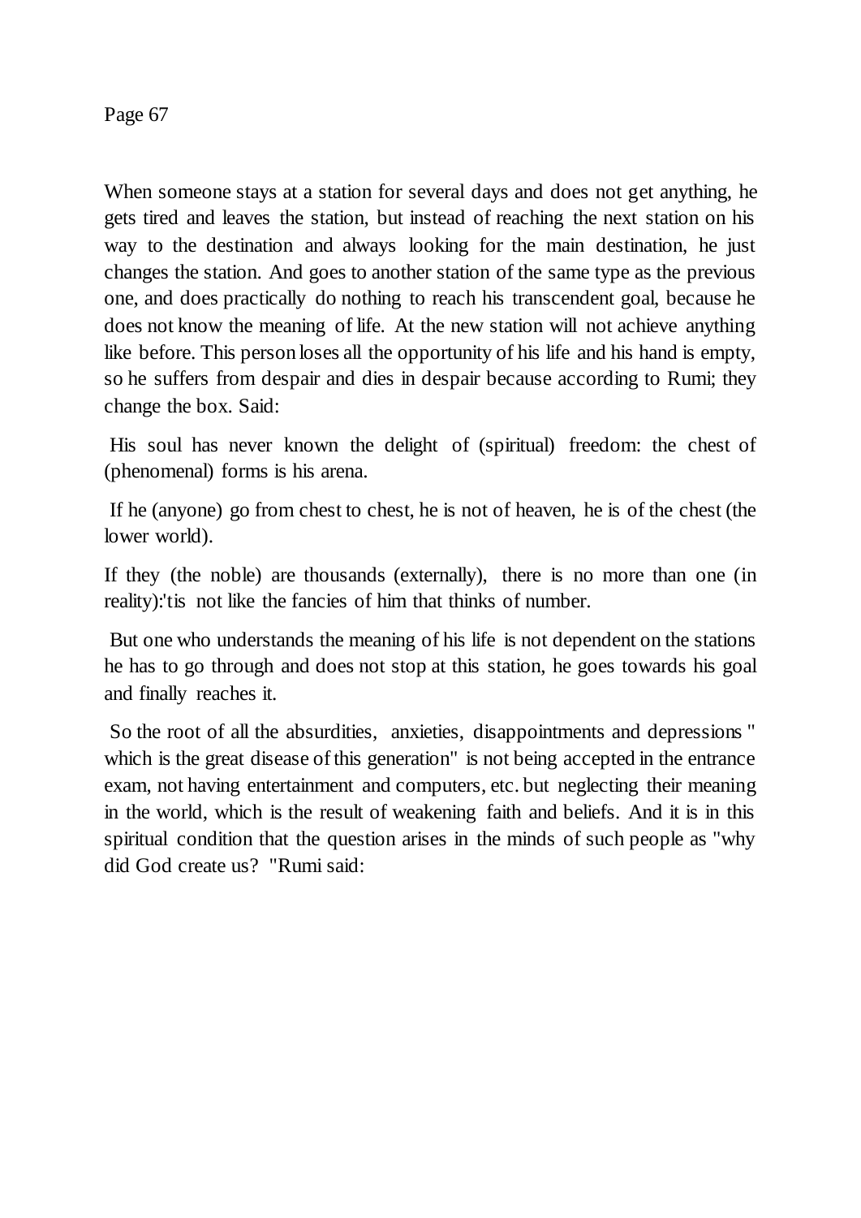When someone stays at a station for several days and does not get anything, he gets tired and leaves the station, but instead of reaching the next station on his way to the destination and always looking for the main destination, he just changes the station. And goes to another station of the same type as the previous one, and does practically do nothing to reach his transcendent goal, because he does not know the meaning of life. At the new station will not achieve anything like before. This person loses all the opportunity of his life and his hand is empty, so he suffers from despair and dies in despair because according to Rumi; they change the box. Said:

His soul has never known the delight of (spiritual) freedom: the chest of (phenomenal) forms is his arena.

If he (anyone) go from chest to chest, he is not of heaven, he is of the chest (the lower world).

If they (the noble) are thousands (externally), there is no more than one (in reality):'tis not like the fancies of him that thinks of number.

But one who understands the meaning of his life is not dependent on the stations he has to go through and does not stop at this station, he goes towards his goal and finally reaches it.

So the root of all the absurdities, anxieties, disappointments and depressions " which is the great disease of this generation" is not being accepted in the entrance exam, not having entertainment and computers, etc. but neglecting their meaning in the world, which is the result of weakening faith and beliefs. And it is in this spiritual condition that the question arises in the minds of such people as "why did God create us? "Rumi said: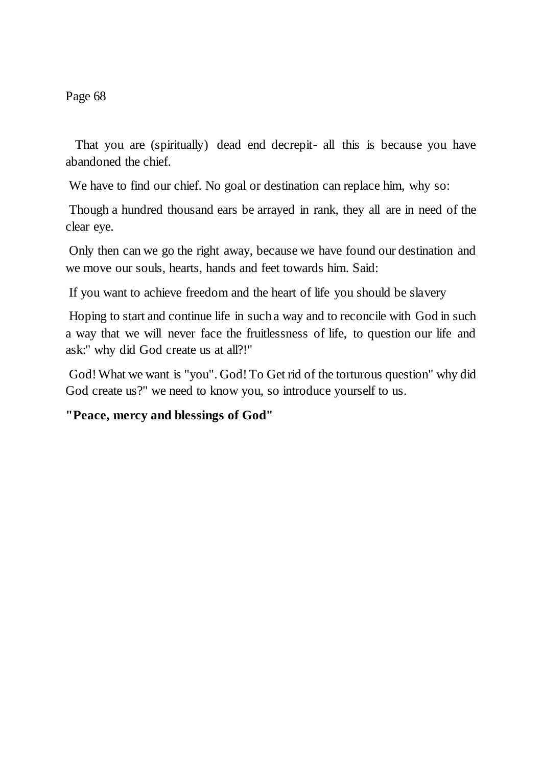That you are (spiritually) dead end decrepit- all this is because you have abandoned the chief.

We have to find our chief. No goal or destination can replace him, why so:

Though a hundred thousand ears be arrayed in rank, they all are in need of the clear eye.

Only then can we go the right away, because we have found our destination and we move our souls, hearts, hands and feet towards him. Said:

If you want to achieve freedom and the heart of life you should be slavery

Hoping to start and continue life in such a way and to reconcile with God in such a way that we will never face the fruitlessness of life, to question our life and ask:" why did God create us at all?!"

God! What we want is "you". God! To Get rid of the torturous question" why did God create us?" we need to know you, so introduce yourself to us.

**"Peace, mercy and blessings of God"**